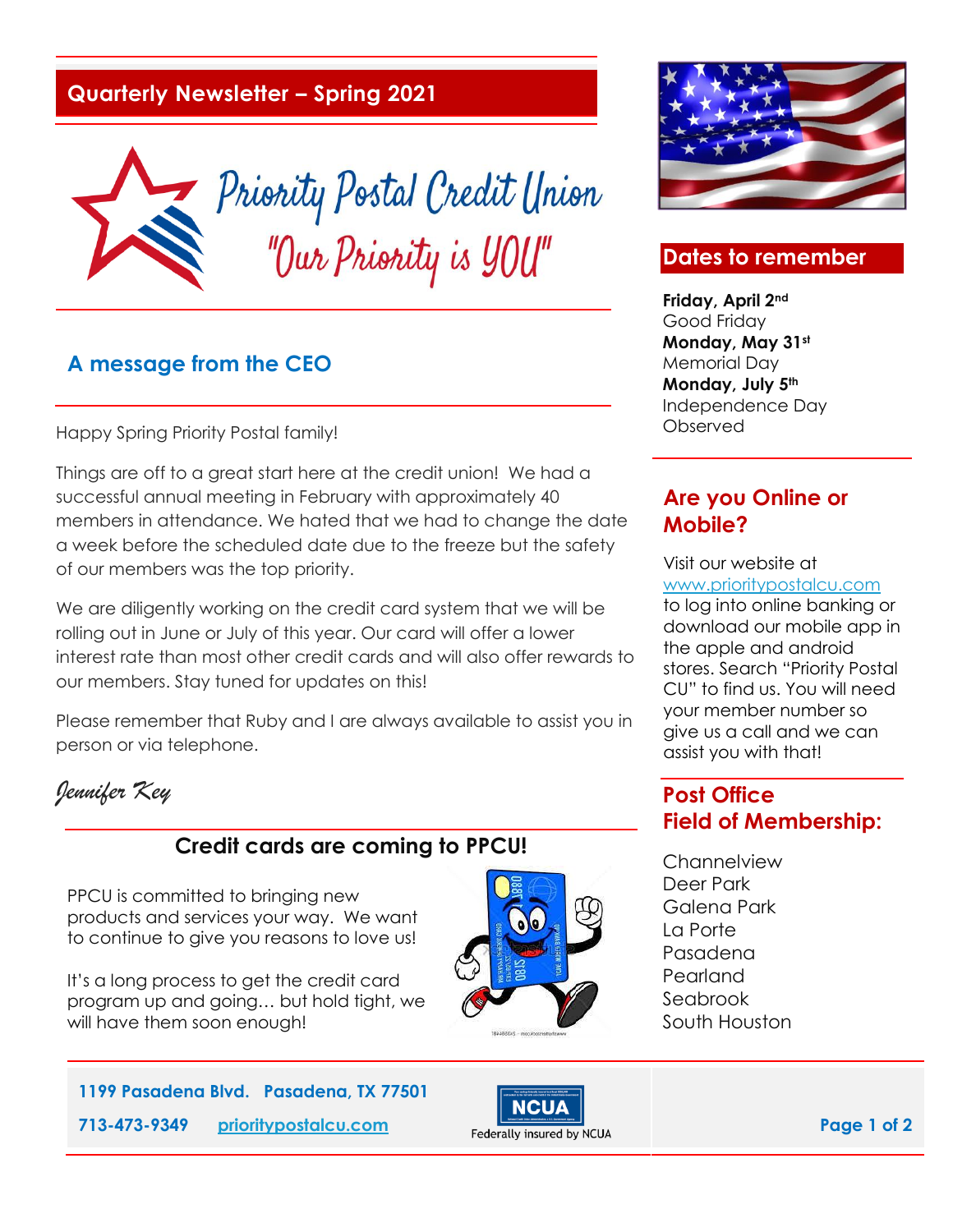## Quarterly Newsletter – Spring 2021

# Priority Postal Credit Union

"Our Priority is YOU"

## A message from the CEO

Happy Spring Priority Postal family!

Things are off to a great start here at the credit union! We had a successful annual meeting in February with approximately 40 members in attendance. We hated that we had to change the date a week before the scheduled date due to the freeze but the safety of our members was the top priority.

We are diligently working on the credit card system that we will be rolling out in June or July of this year. Our card will offer a lower interest rate than most other credit cards and will also offer rewards to our members. Stay tuned for updates on this!

Please remember that Ruby and I are always available to assist you in person or via telephone.

*Jennifer Key*

## Credit cards are coming to PPCU!

PPCU is committed to bringing new products and services your way. We want to continue to give you reasons to love us!

It's a long process to get the credit card program up and going… but hold tight, we will have them soon enough!

## Dates to remember

**Friday, April 2nd**
Good Friday
**Monday, May 31st**
Memorial Day
**Monday, July 5th**
Independence Day Observed

## Are you Online or Mobile?

Visit our website at www.prioritypostalcu.com to log into online banking or download our mobile app in the apple and android stores. Search "Priority Postal CU" to find us. You will need your member number so give us a call and we can assist you with that!

## Post Office Field of Membership:

Channelview
Deer Park
Galena Park
La Porte
Pasadena
Pearland
Seabrook
South Houston

**1199 Pasadena Blvd. Pasadena, TX 77501**

**713-473-9349** **prioritypostalcu.com**

NCUA
Federally insured by NCUA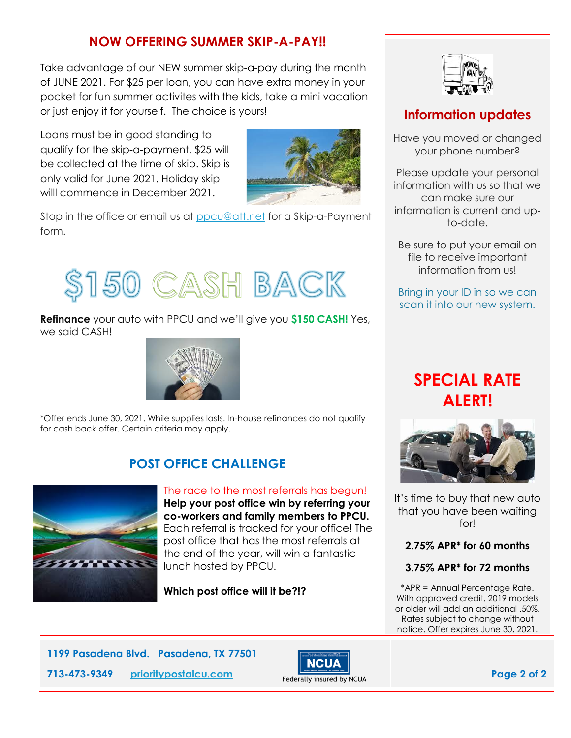## NOW OFFERING SUMMER SKIP-A-PAY!!

Take advantage of our NEW summer skip-a-pay during the month of JUNE 2021. For $25 per loan, you can have extra money in your pocket for fun summer activites with the kids, take a mini vacation or just enjoy it for yourself. The choice is yours!

Loans must be in good standing to qualify for the skip-a-payment. $25 will be collected at the time of skip. Skip is only valid for June 2021. Holiday skip willl commence in December 2021.

Stop in the office or email us at ppcu@att.net for a Skip-a-Payment form.

## $150 CASH BACK

**Refinance** your auto with PPCU and we'll give you **$150 CASH!** Yes, we said CASH!

*Offer ends June 30, 2021. While supplies lasts. In-house refinances do not qualify for cash back offer. Certain criteria may apply.

## POST OFFICE CHALLENGE

The race to the most referrals has begun! **Help your post office win by referring your co-workers and family members to PPCU.** Each referral is tracked for your office! The post office that has the most referrals at the end of the year, will win a fantastic lunch hosted by PPCU.

**Which post office will it be?!?**

## Information updates

Have you moved or changed your phone number?

Please update your personal information with us so that we can make sure our information is current and up-to-date.

Be sure to put your email on file to receive important information from us!

Bring in your ID in so we can scan it into our new system.

## SPECIAL RATE ALERT!

It's time to buy that new auto that you have been waiting for!

**2.75% APR* for 60 months**

**3.75% APR* for 72 months**

*APR = Annual Percentage Rate. With approved credit. 2019 models or older will add an additional .50%. Rates subject to change without notice. Offer expires June 30, 2021.

**1199 Pasadena Blvd. Pasadena, TX 77501**

**713-473-9349** **prioritypostalcu.com**

Federally insured by NCUA